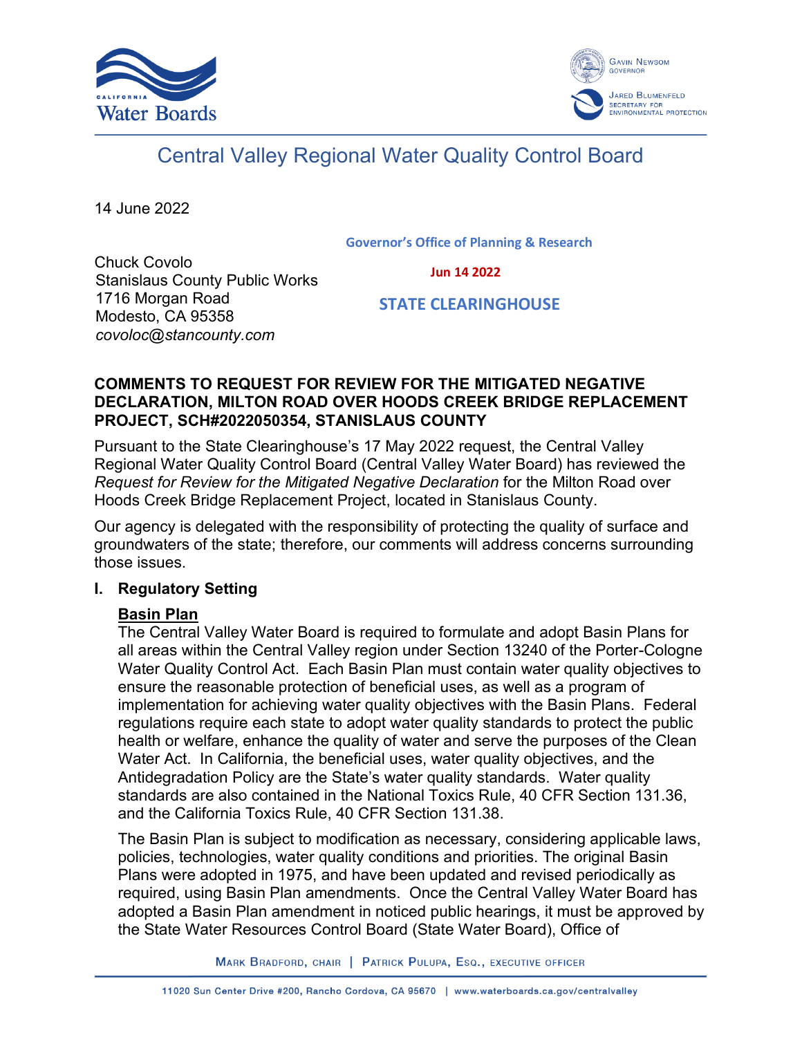# Central Valley Regional Water Quality Control Board

14 June 2022

Governor's Office of Planning & Research

Jun 14 2022

STATE CLEARINGHOUSE

Chuck Covolo
Stanislaus County Public Works
1716 Morgan Road
Modesto, CA 95358
*covoloc@stancounty.com*

**COMMENTS TO REQUEST FOR REVIEW FOR THE MITIGATED NEGATIVE DECLARATION, MILTON ROAD OVER HOODS CREEK BRIDGE REPLACEMENT PROJECT, SCH#2022050354, STANISLAUS COUNTY**

Pursuant to the State Clearinghouse's 17 May 2022 request, the Central Valley Regional Water Quality Control Board (Central Valley Water Board) has reviewed the *Request for Review for the Mitigated Negative Declaration* for the Milton Road over Hoods Creek Bridge Replacement Project, located in Stanislaus County.

Our agency is delegated with the responsibility of protecting the quality of surface and groundwaters of the state; therefore, our comments will address concerns surrounding those issues.

## I. Regulatory Setting

### Basin Plan

The Central Valley Water Board is required to formulate and adopt Basin Plans for all areas within the Central Valley region under Section 13240 of the Porter-Cologne Water Quality Control Act. Each Basin Plan must contain water quality objectives to ensure the reasonable protection of beneficial uses, as well as a program of implementation for achieving water quality objectives with the Basin Plans. Federal regulations require each state to adopt water quality standards to protect the public health or welfare, enhance the quality of water and serve the purposes of the Clean Water Act. In California, the beneficial uses, water quality objectives, and the Antidegradation Policy are the State's water quality standards. Water quality standards are also contained in the National Toxics Rule, 40 CFR Section 131.36, and the California Toxics Rule, 40 CFR Section 131.38.

The Basin Plan is subject to modification as necessary, considering applicable laws, policies, technologies, water quality conditions and priorities. The original Basin Plans were adopted in 1975, and have been updated and revised periodically as required, using Basin Plan amendments. Once the Central Valley Water Board has adopted a Basin Plan amendment in noticed public hearings, it must be approved by the State Water Resources Control Board (State Water Board), Office of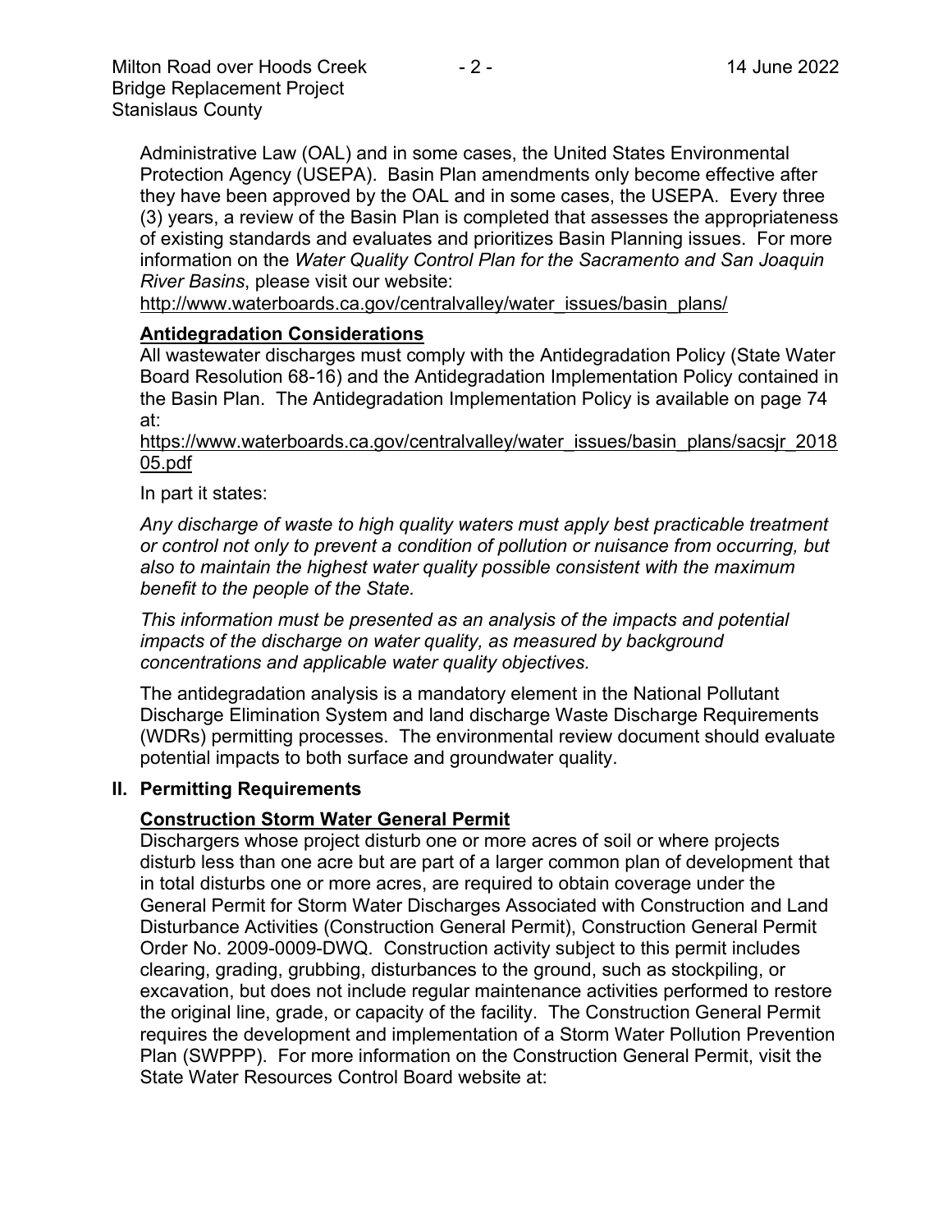Administrative Law (OAL) and in some cases, the United States Environmental Protection Agency (USEPA). Basin Plan amendments only become effective after they have been approved by the OAL and in some cases, the USEPA. Every three (3) years, a review of the Basin Plan is completed that assesses the appropriateness of existing standards and evaluates and prioritizes Basin Planning issues. For more information on the *Water Quality Control Plan for the Sacramento and San Joaquin River Basins*, please visit our website:
http://www.waterboards.ca.gov/centralvalley/water_issues/basin_plans/

**Antidegradation Considerations**

All wastewater discharges must comply with the Antidegradation Policy (State Water Board Resolution 68-16) and the Antidegradation Implementation Policy contained in the Basin Plan. The Antidegradation Implementation Policy is available on page 74 at:
https://www.waterboards.ca.gov/centralvalley/water_issues/basin_plans/sacsjr_201805.pdf

In part it states:

*Any discharge of waste to high quality waters must apply best practicable treatment or control not only to prevent a condition of pollution or nuisance from occurring, but also to maintain the highest water quality possible consistent with the maximum benefit to the people of the State.*

*This information must be presented as an analysis of the impacts and potential impacts of the discharge on water quality, as measured by background concentrations and applicable water quality objectives.*

The antidegradation analysis is a mandatory element in the National Pollutant Discharge Elimination System and land discharge Waste Discharge Requirements (WDRs) permitting processes. The environmental review document should evaluate potential impacts to both surface and groundwater quality.

## II. Permitting Requirements

**Construction Storm Water General Permit**

Dischargers whose project disturb one or more acres of soil or where projects disturb less than one acre but are part of a larger common plan of development that in total disturbs one or more acres, are required to obtain coverage under the General Permit for Storm Water Discharges Associated with Construction and Land Disturbance Activities (Construction General Permit), Construction General Permit Order No. 2009-0009-DWQ. Construction activity subject to this permit includes clearing, grading, grubbing, disturbances to the ground, such as stockpiling, or excavation, but does not include regular maintenance activities performed to restore the original line, grade, or capacity of the facility. The Construction General Permit requires the development and implementation of a Storm Water Pollution Prevention Plan (SWPPP). For more information on the Construction General Permit, visit the State Water Resources Control Board website at: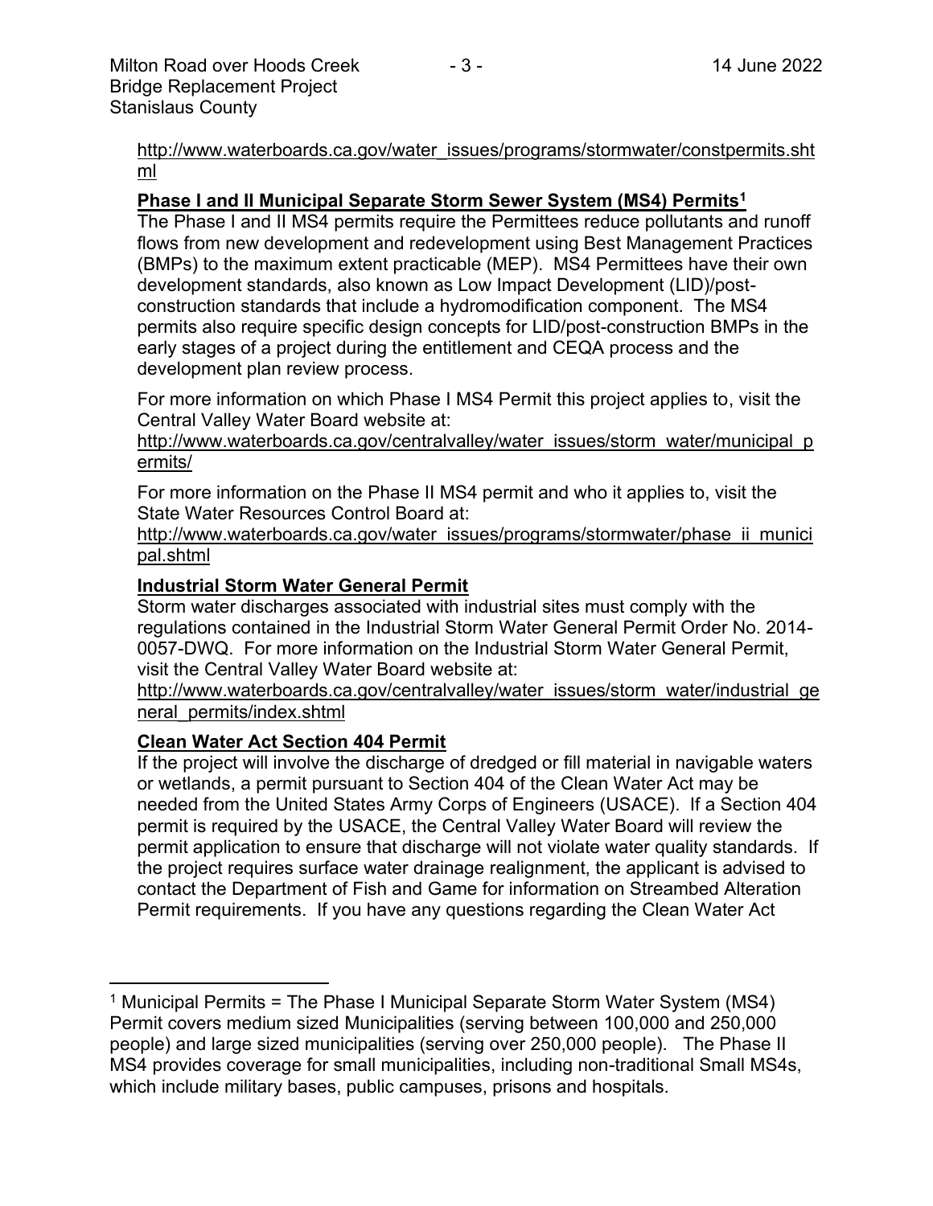http://www.waterboards.ca.gov/water_issues/programs/stormwater/constpermits.shtml

**Phase I and II Municipal Separate Storm Sewer System (MS4) Permits[1]**

The Phase I and II MS4 permits require the Permittees reduce pollutants and runoff flows from new development and redevelopment using Best Management Practices (BMPs) to the maximum extent practicable (MEP). MS4 Permittees have their own development standards, also known as Low Impact Development (LID)/post-construction standards that include a hydromodification component. The MS4 permits also require specific design concepts for LID/post-construction BMPs in the early stages of a project during the entitlement and CEQA process and the development plan review process.

For more information on which Phase I MS4 Permit this project applies to, visit the Central Valley Water Board website at:
http://www.waterboards.ca.gov/centralvalley/water_issues/storm_water/municipal_permits/

For more information on the Phase II MS4 permit and who it applies to, visit the State Water Resources Control Board at:
http://www.waterboards.ca.gov/water_issues/programs/stormwater/phase_ii_municipal.shtml

**Industrial Storm Water General Permit**

Storm water discharges associated with industrial sites must comply with the regulations contained in the Industrial Storm Water General Permit Order No. 2014-0057-DWQ. For more information on the Industrial Storm Water General Permit, visit the Central Valley Water Board website at:
http://www.waterboards.ca.gov/centralvalley/water_issues/storm_water/industrial_general_permits/index.shtml

**Clean Water Act Section 404 Permit**

If the project will involve the discharge of dredged or fill material in navigable waters or wetlands, a permit pursuant to Section 404 of the Clean Water Act may be needed from the United States Army Corps of Engineers (USACE). If a Section 404 permit is required by the USACE, the Central Valley Water Board will review the permit application to ensure that discharge will not violate water quality standards. If the project requires surface water drainage realignment, the applicant is advised to contact the Department of Fish and Game for information on Streambed Alteration Permit requirements. If you have any questions regarding the Clean Water Act

---

[1] Municipal Permits = The Phase I Municipal Separate Storm Water System (MS4) Permit covers medium sized Municipalities (serving between 100,000 and 250,000 people) and large sized municipalities (serving over 250,000 people). The Phase II MS4 provides coverage for small municipalities, including non-traditional Small MS4s, which include military bases, public campuses, prisons and hospitals.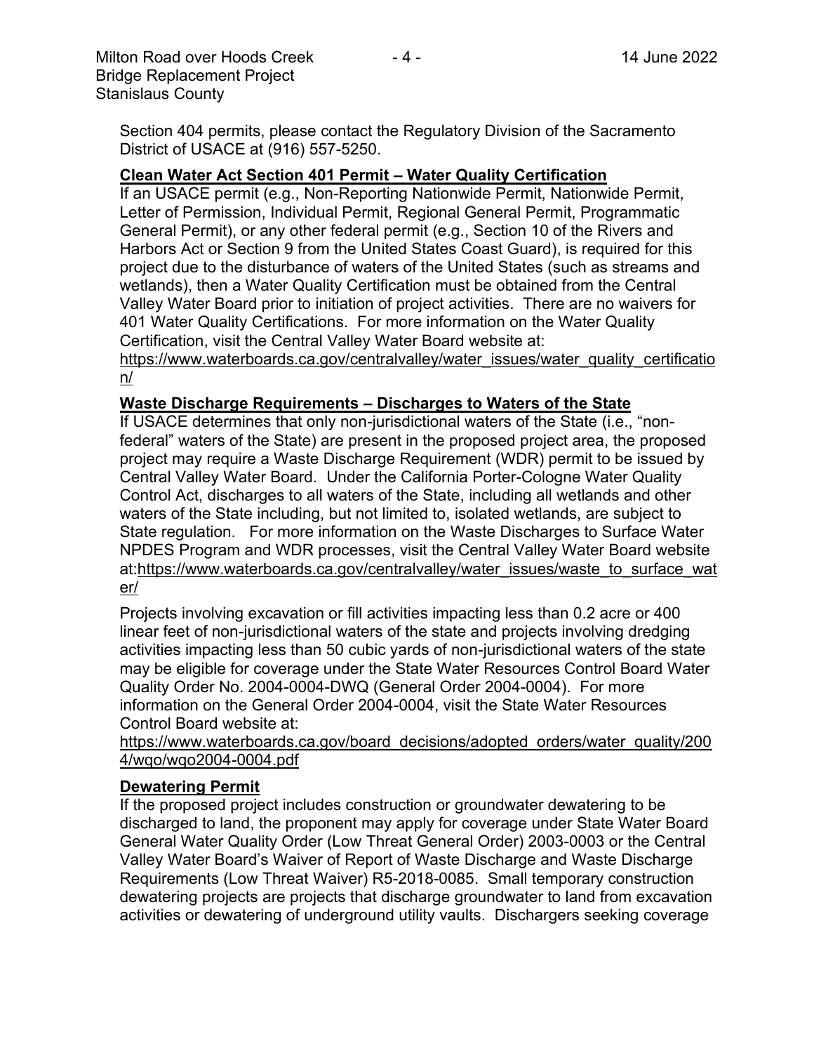Section 404 permits, please contact the Regulatory Division of the Sacramento District of USACE at (916) 557-5250.

**Clean Water Act Section 401 Permit – Water Quality Certification**

If an USACE permit (e.g., Non-Reporting Nationwide Permit, Nationwide Permit, Letter of Permission, Individual Permit, Regional General Permit, Programmatic General Permit), or any other federal permit (e.g., Section 10 of the Rivers and Harbors Act or Section 9 from the United States Coast Guard), is required for this project due to the disturbance of waters of the United States (such as streams and wetlands), then a Water Quality Certification must be obtained from the Central Valley Water Board prior to initiation of project activities. There are no waivers for 401 Water Quality Certifications. For more information on the Water Quality Certification, visit the Central Valley Water Board website at: https://www.waterboards.ca.gov/centralvalley/water_issues/water_quality_certification/

**Waste Discharge Requirements – Discharges to Waters of the State**

If USACE determines that only non-jurisdictional waters of the State (i.e., "non-federal" waters of the State) are present in the proposed project area, the proposed project may require a Waste Discharge Requirement (WDR) permit to be issued by Central Valley Water Board. Under the California Porter-Cologne Water Quality Control Act, discharges to all waters of the State, including all wetlands and other waters of the State including, but not limited to, isolated wetlands, are subject to State regulation. For more information on the Waste Discharges to Surface Water NPDES Program and WDR processes, visit the Central Valley Water Board website at:https://www.waterboards.ca.gov/centralvalley/water_issues/waste_to_surface_water/

Projects involving excavation or fill activities impacting less than 0.2 acre or 400 linear feet of non-jurisdictional waters of the state and projects involving dredging activities impacting less than 50 cubic yards of non-jurisdictional waters of the state may be eligible for coverage under the State Water Resources Control Board Water Quality Order No. 2004-0004-DWQ (General Order 2004-0004). For more information on the General Order 2004-0004, visit the State Water Resources Control Board website at:

https://www.waterboards.ca.gov/board_decisions/adopted_orders/water_quality/2004/wqo/wqo2004-0004.pdf

**Dewatering Permit**

If the proposed project includes construction or groundwater dewatering to be discharged to land, the proponent may apply for coverage under State Water Board General Water Quality Order (Low Threat General Order) 2003-0003 or the Central Valley Water Board's Waiver of Report of Waste Discharge and Waste Discharge Requirements (Low Threat Waiver) R5-2018-0085. Small temporary construction dewatering projects are projects that discharge groundwater to land from excavation activities or dewatering of underground utility vaults. Dischargers seeking coverage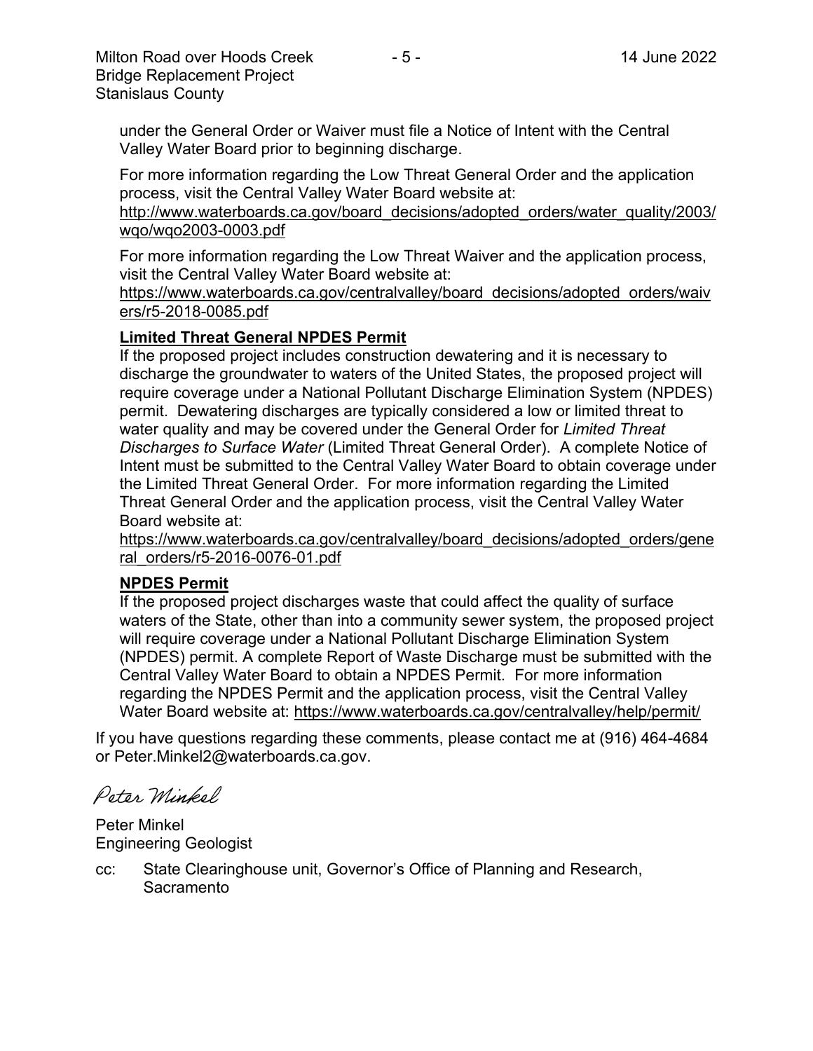under the General Order or Waiver must file a Notice of Intent with the Central Valley Water Board prior to beginning discharge.

For more information regarding the Low Threat General Order and the application process, visit the Central Valley Water Board website at: http://www.waterboards.ca.gov/board_decisions/adopted_orders/water_quality/2003/wqo/wqo2003-0003.pdf

For more information regarding the Low Threat Waiver and the application process, visit the Central Valley Water Board website at: https://www.waterboards.ca.gov/centralvalley/board_decisions/adopted_orders/waivers/r5-2018-0085.pdf

**Limited Threat General NPDES Permit**

If the proposed project includes construction dewatering and it is necessary to discharge the groundwater to waters of the United States, the proposed project will require coverage under a National Pollutant Discharge Elimination System (NPDES) permit. Dewatering discharges are typically considered a low or limited threat to water quality and may be covered under the General Order for *Limited Threat Discharges to Surface Water* (Limited Threat General Order). A complete Notice of Intent must be submitted to the Central Valley Water Board to obtain coverage under the Limited Threat General Order. For more information regarding the Limited Threat General Order and the application process, visit the Central Valley Water Board website at: https://www.waterboards.ca.gov/centralvalley/board_decisions/adopted_orders/general_orders/r5-2016-0076-01.pdf

**NPDES Permit**

If the proposed project discharges waste that could affect the quality of surface waters of the State, other than into a community sewer system, the proposed project will require coverage under a National Pollutant Discharge Elimination System (NPDES) permit. A complete Report of Waste Discharge must be submitted with the Central Valley Water Board to obtain a NPDES Permit. For more information regarding the NPDES Permit and the application process, visit the Central Valley Water Board website at: https://www.waterboards.ca.gov/centralvalley/help/permit/

If you have questions regarding these comments, please contact me at (916) 464-4684 or Peter.Minkel2@waterboards.ca.gov.

*Peter Minkel*

Peter Minkel
Engineering Geologist

cc: State Clearinghouse unit, Governor's Office of Planning and Research, Sacramento